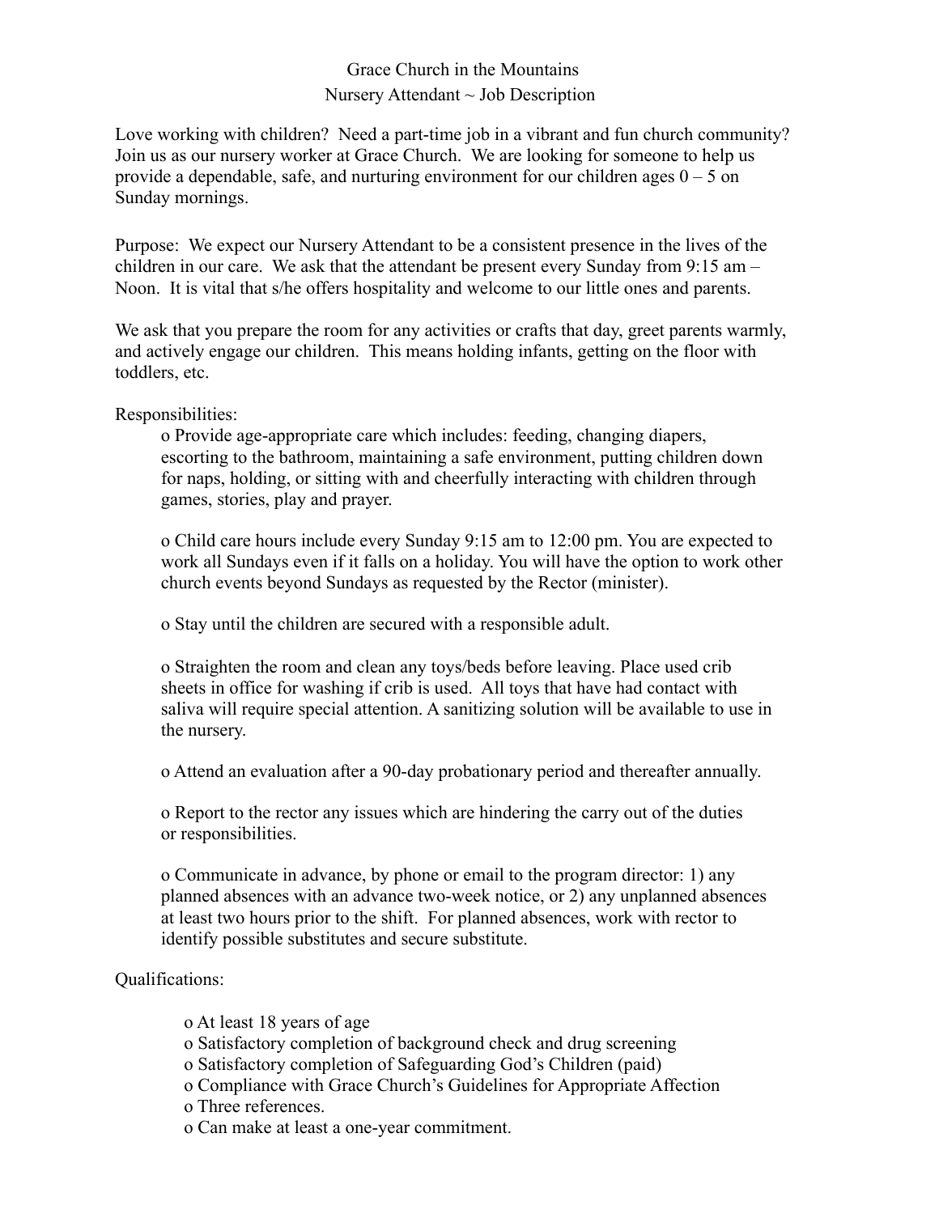# Grace Church in the Mountains
## Nursery Attendant ~ Job Description

Love working with children? Need a part-time job in a vibrant and fun church community? Join us as our nursery worker at Grace Church. We are looking for someone to help us provide a dependable, safe, and nurturing environment for our children ages 0 – 5 on Sunday mornings.

Purpose: We expect our Nursery Attendant to be a consistent presence in the lives of the children in our care. We ask that the attendant be present every Sunday from 9:15 am – Noon. It is vital that s/he offers hospitality and welcome to our little ones and parents.

We ask that you prepare the room for any activities or crafts that day, greet parents warmly, and actively engage our children. This means holding infants, getting on the floor with toddlers, etc.

Responsibilities:

- Provide age-appropriate care which includes: feeding, changing diapers, escorting to the bathroom, maintaining a safe environment, putting children down for naps, holding, or sitting with and cheerfully interacting with children through games, stories, play and prayer.

- Child care hours include every Sunday 9:15 am to 12:00 pm. You are expected to work all Sundays even if it falls on a holiday. You will have the option to work other church events beyond Sundays as requested by the Rector (minister).

- Stay until the children are secured with a responsible adult.

- Straighten the room and clean any toys/beds before leaving. Place used crib sheets in office for washing if crib is used. All toys that have had contact with saliva will require special attention. A sanitizing solution will be available to use in the nursery.

- Attend an evaluation after a 90-day probationary period and thereafter annually.

- Report to the rector any issues which are hindering the carry out of the duties or responsibilities.

- Communicate in advance, by phone or email to the program director: 1) any planned absences with an advance two-week notice, or 2) any unplanned absences at least two hours prior to the shift. For planned absences, work with rector to identify possible substitutes and secure substitute.

Qualifications:

- At least 18 years of age
- Satisfactory completion of background check and drug screening
- Satisfactory completion of Safeguarding God's Children (paid)
- Compliance with Grace Church's Guidelines for Appropriate Affection
- Three references.
- Can make at least a one-year commitment.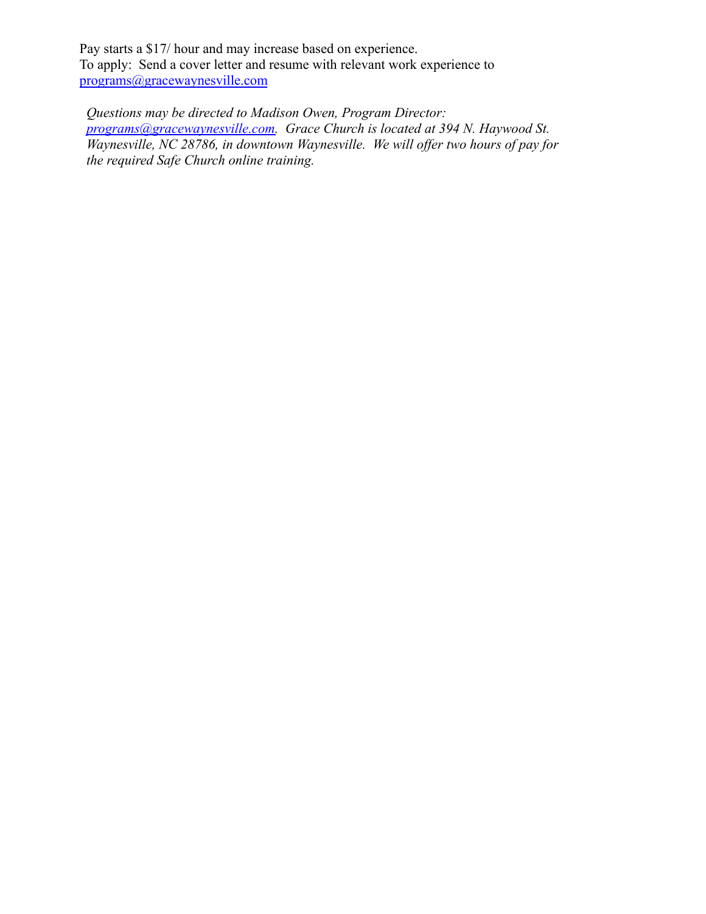Pay starts a $17/ hour and may increase based on experience.
To apply: Send a cover letter and resume with relevant work experience to
programs@gracewaynesville.com

*Questions may be directed to Madison Owen, Program Director: programs@gracewaynesville.com. Grace Church is located at 394 N. Haywood St. Waynesville, NC 28786, in downtown Waynesville. We will offer two hours of pay for the required Safe Church online training.*